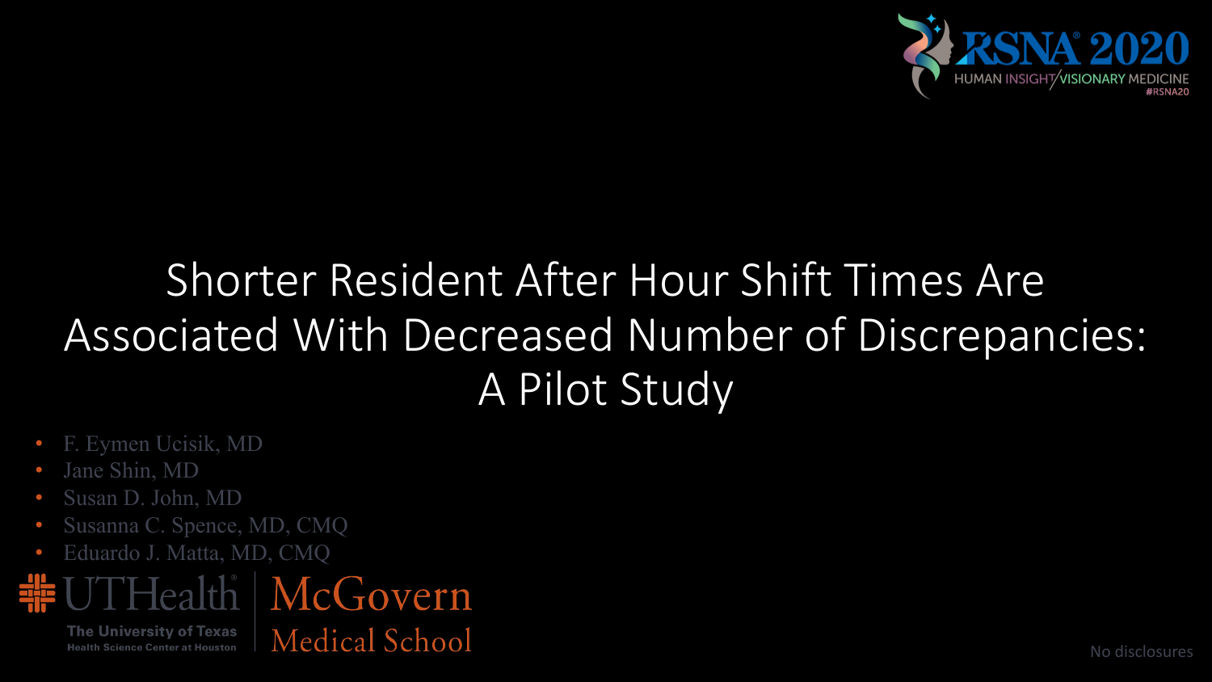# Shorter Resident After Hour Shift Times Are Associated With Decreased Number of Discrepancies: A Pilot Study

- F. Eymen Ucisik, MD
- Jane Shin, MD
- Susan D. John, MD
- Susanna C. Spence, MD, CMQ
- Eduardo J. Matta, MD, CMQ

UTHealth — The University of Texas Health Science Center at Houston | McGovern Medical School

RSNA 2020 — HUMAN INSIGHT/VISIONARY MEDICINE #RSNA20

No disclosures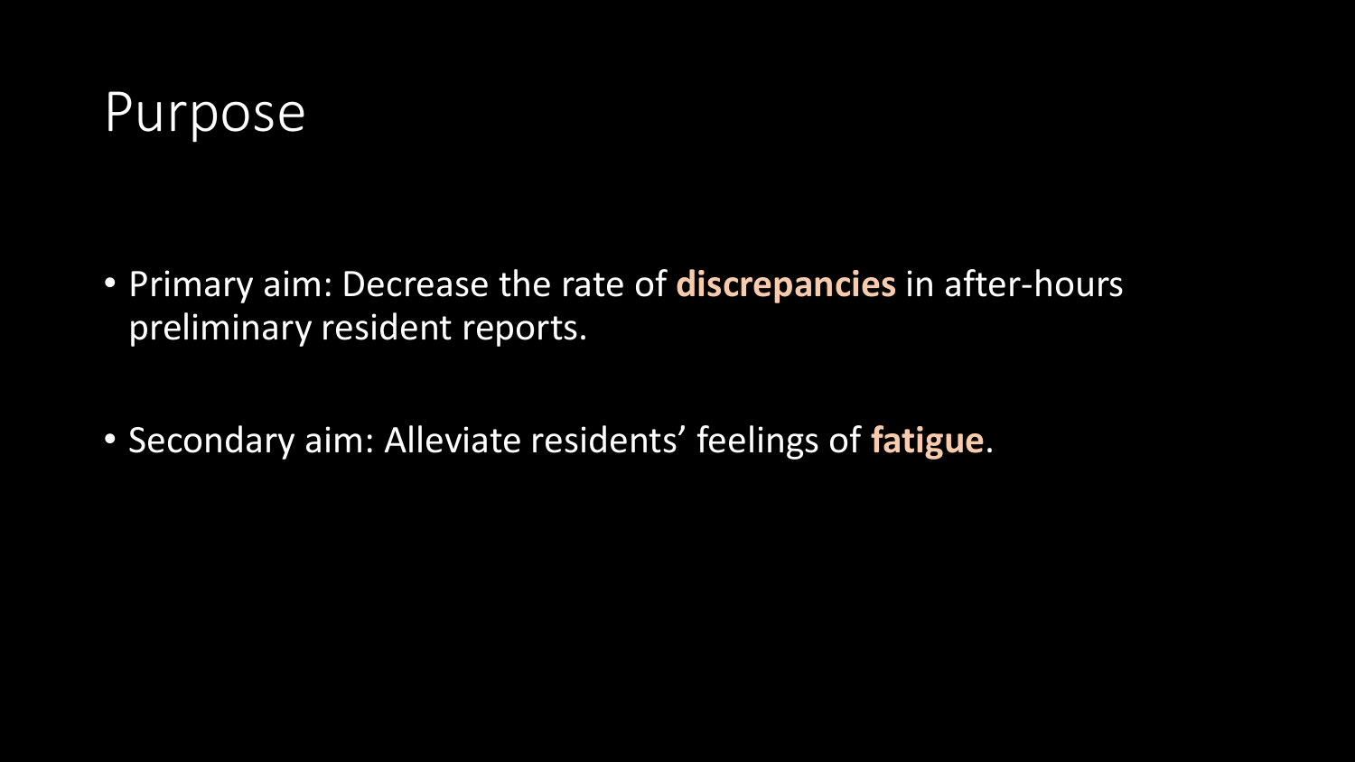# Purpose

- Primary aim: Decrease the rate of **discrepancies** in after-hours preliminary resident reports.
- Secondary aim: Alleviate residents' feelings of **fatigue**.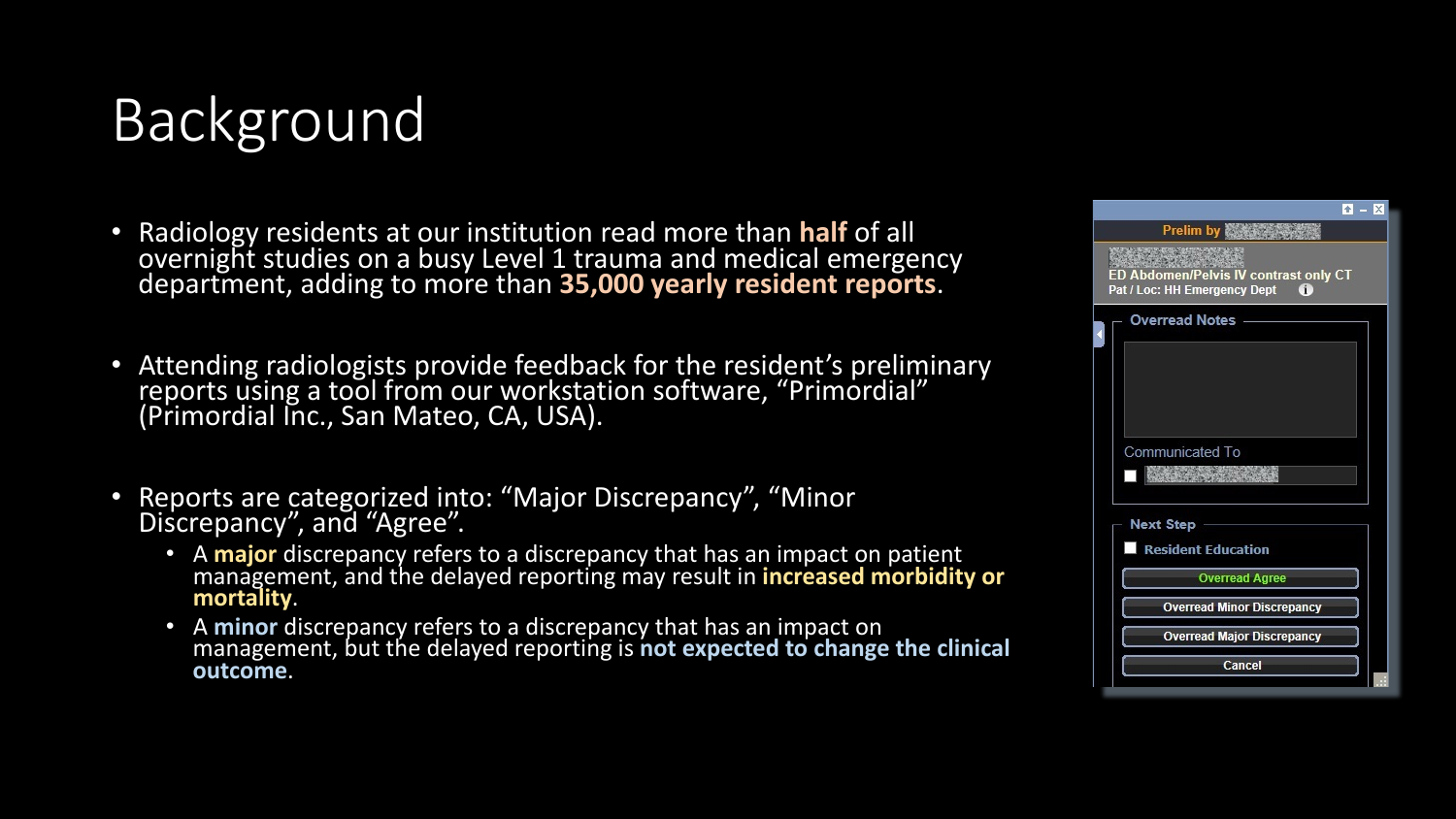# Background

- Radiology residents at our institution read more than **half** of all overnight studies on a busy Level 1 trauma and medical emergency department, adding to more than **35,000 yearly resident reports**.

- Attending radiologists provide feedback for the resident's preliminary reports using a tool from our workstation software, "Primordial" (Primordial Inc., San Mateo, CA, USA).

- Reports are categorized into: "Major Discrepancy", "Minor Discrepancy", and "Agree".
  - A **major** discrepancy refers to a discrepancy that has an impact on patient management, and the delayed reporting may result in **increased morbidity or mortality**.
  - A **minor** discrepancy refers to a discrepancy that has an impact on management, but the delayed reporting is **not expected to change the clinical outcome**.

Prelim by

ED Abdomen/Pelvis IV contrast only CT

Pat / Loc: HH Emergency Dept

Overread Notes

Communicated To

Next Step

Resident Education

Overread Agree

Overread Minor Discrepancy

Overread Major Discrepancy

Cancel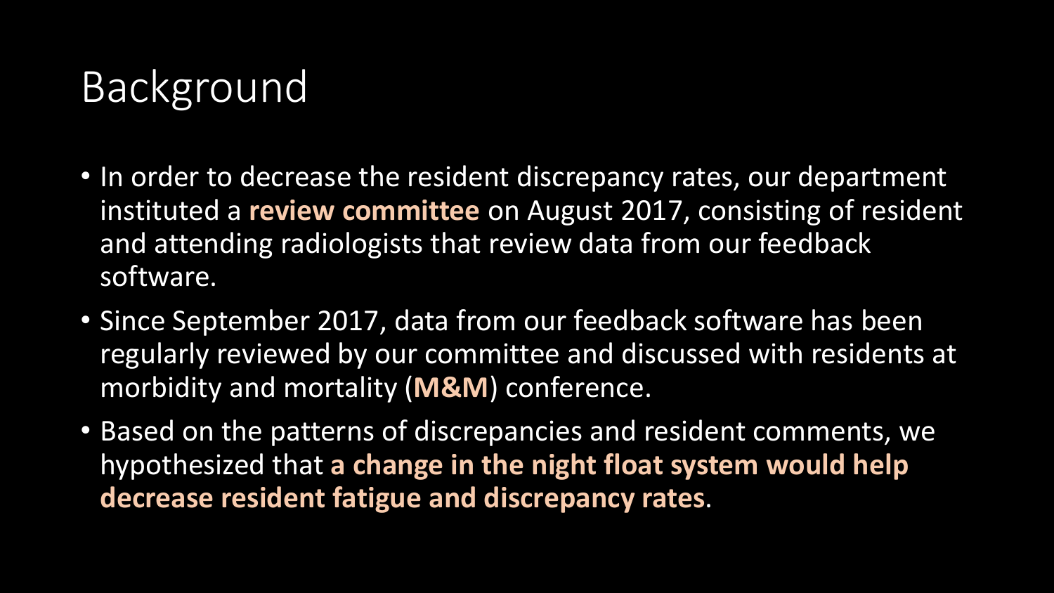# Background

- In order to decrease the resident discrepancy rates, our department instituted a **review committee** on August 2017, consisting of resident and attending radiologists that review data from our feedback software.
- Since September 2017, data from our feedback software has been regularly reviewed by our committee and discussed with residents at morbidity and mortality (**M&M**) conference.
- Based on the patterns of discrepancies and resident comments, we hypothesized that **a change in the night float system would help decrease resident fatigue and discrepancy rates**.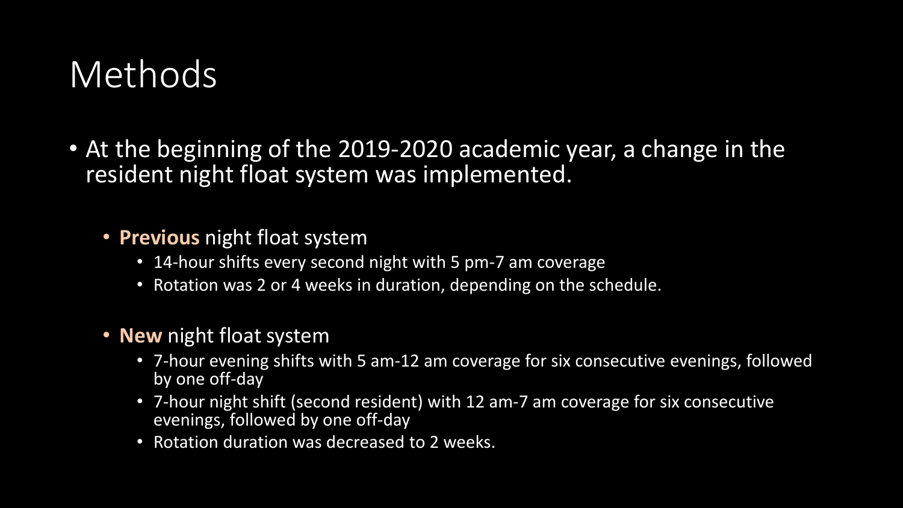# Methods

- At the beginning of the 2019-2020 academic year, a change in the resident night float system was implemented.
  - **Previous** night float system
    - 14-hour shifts every second night with 5 pm-7 am coverage
    - Rotation was 2 or 4 weeks in duration, depending on the schedule.
  - **New** night float system
    - 7-hour evening shifts with 5 am-12 am coverage for six consecutive evenings, followed by one off-day
    - 7-hour night shift (second resident) with 12 am-7 am coverage for six consecutive evenings, followed by one off-day
    - Rotation duration was decreased to 2 weeks.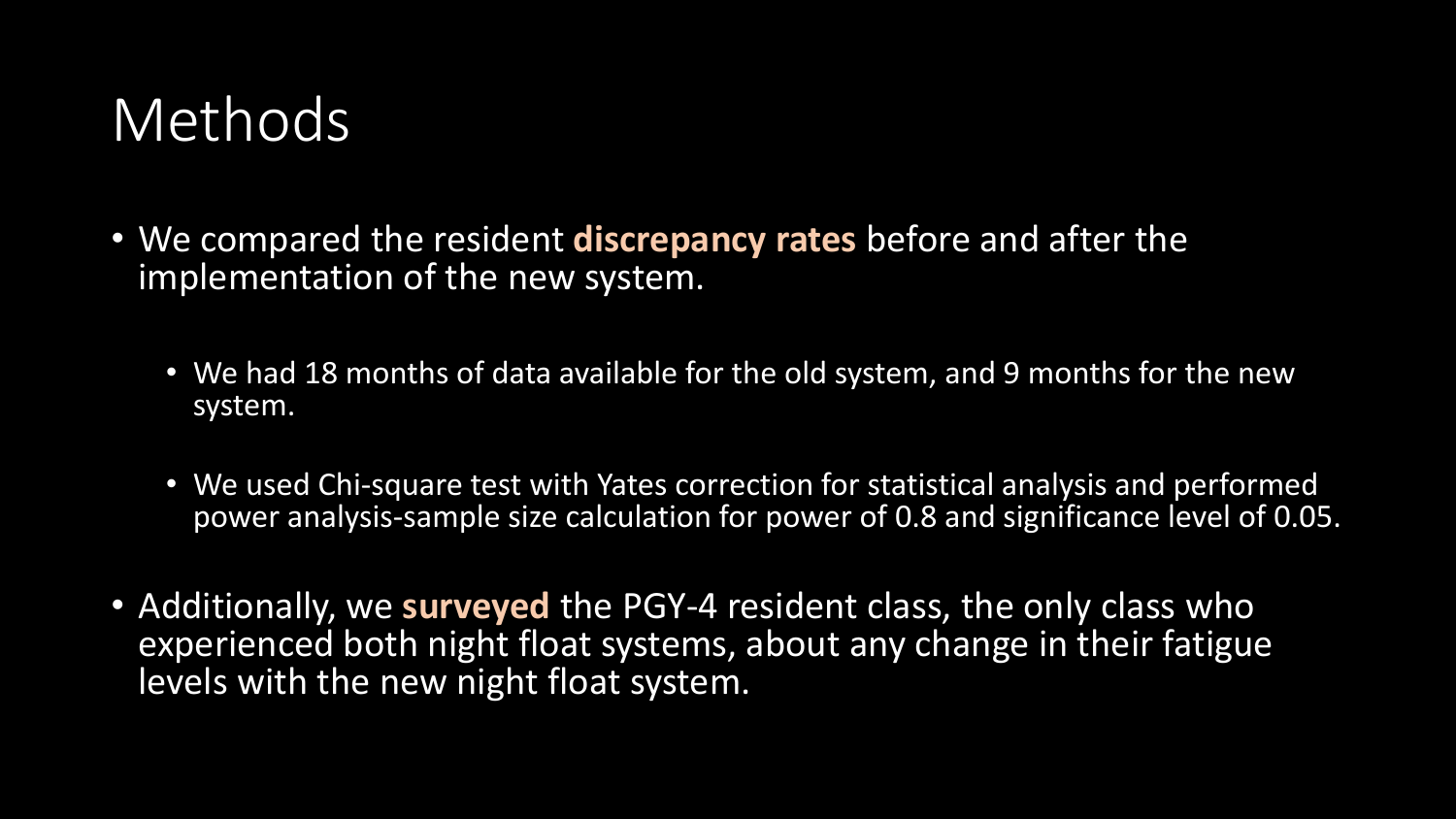# Methods

- We compared the resident **discrepancy rates** before and after the implementation of the new system.
  - We had 18 months of data available for the old system, and 9 months for the new system.
  - We used Chi-square test with Yates correction for statistical analysis and performed power analysis-sample size calculation for power of 0.8 and significance level of 0.05.
- Additionally, we **surveyed** the PGY-4 resident class, the only class who experienced both night float systems, about any change in their fatigue levels with the new night float system.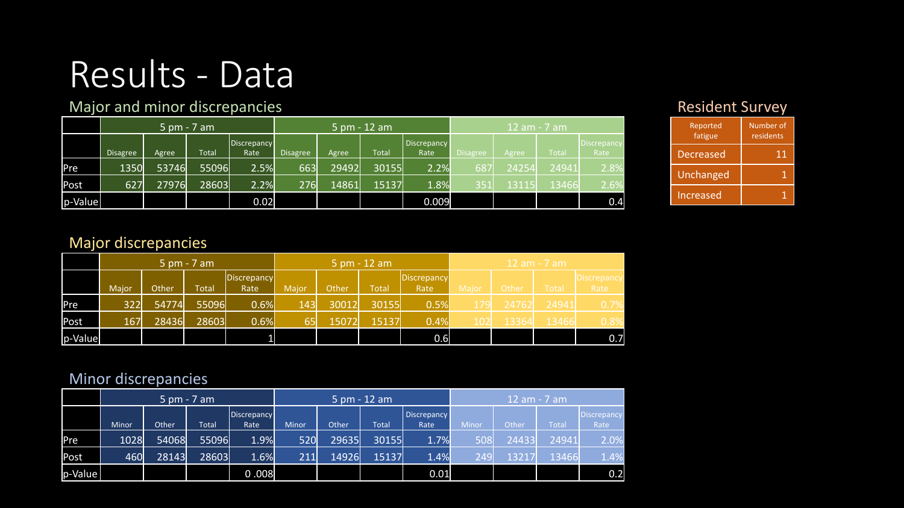# Results - Data

## Major and minor discrepancies

| | 5 pm - 7 am | | | | 5 pm - 12 am | | | | 12 am - 7 am | | | |
|---|---|---|---|---|---|---|---|---|---|---|---|---|
| | Disagree | Agree | Total | Discrepancy Rate | Disagree | Agree | Total | Discrepancy Rate | Disagree | Agree | Total | Discrepancy Rate |
| Pre | 1350 | 53746 | 55096 | 2.5% | 663 | 29492 | 30155 | 2.2% | 687 | 24254 | 24941 | 2.8% |
| Post | 627 | 27976 | 28603 | 2.2% | 276 | 14861 | 15137 | 1.8% | 351 | 13115 | 13466 | 2.6% |
| p-Value | | | | 0.02 | | | | 0.009 | | | | 0.4 |

## Major discrepancies

| | 5 pm - 7 am | | | | 5 pm - 12 am | | | | 12 am - 7 am | | | |
|---|---|---|---|---|---|---|---|---|---|---|---|---|
| | Major | Other | Total | Discrepancy Rate | Major | Other | Total | Discrepancy Rate | Major | Other | Total | Discrepancy Rate |
| Pre | 322 | 54774 | 55096 | 0.6% | 143 | 30012 | 30155 | 0.5% | 179 | 24762 | 24941 | 0.7% |
| Post | 167 | 28436 | 28603 | 0.6% | 65 | 15072 | 15137 | 0.4% | 102 | 13364 | 13466 | 0.8% |
| p-Value | | | | 1 | | | | 0.6 | | | | 0.7 |

## Minor discrepancies

| | 5 pm - 7 am | | | | 5 pm - 12 am | | | | 12 am - 7 am | | | |
|---|---|---|---|---|---|---|---|---|---|---|---|---|
| | Minor | Other | Total | Discrepancy Rate | Minor | Other | Total | Discrepancy Rate | Minor | Other | Total | Discrepancy Rate |
| Pre | 1028 | 54068 | 55096 | 1.9% | 520 | 29635 | 30155 | 1.7% | 508 | 24433 | 24941 | 2.0% |
| Post | 460 | 28143 | 28603 | 1.6% | 211 | 14926 | 15137 | 1.4% | 249 | 13217 | 13466 | 1.4% |
| p-Value | | | | 0 .008 | | | | 0.01 | | | | 0.2 |

## Resident Survey

| Reported fatigue | Number of residents |
|---|---|
| Decreased | 11 |
| Unchanged | 1 |
| Increased | 1 |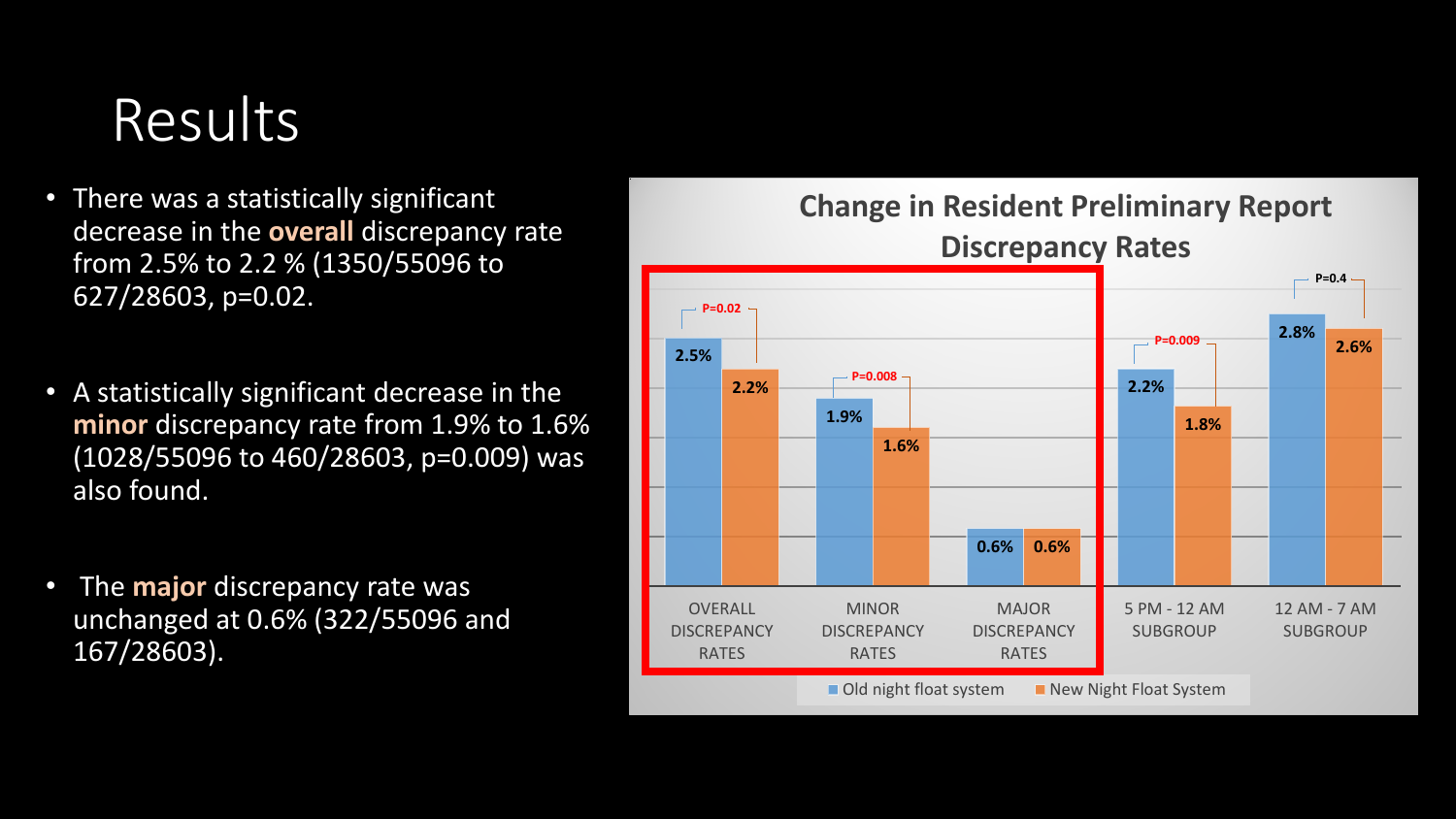# Results

- There was a statistically significant decrease in the **overall** discrepancy rate from 2.5% to 2.2 % (1350/55096 to 627/28603, p=0.02.
- A statistically significant decrease in the **minor** discrepancy rate from 1.9% to 1.6% (1028/55096 to 460/28603, p=0.009) was also found.
- The **major** discrepancy rate was unchanged at 0.6% (322/55096 and 167/28603).

Change in Resident Preliminary Report Discrepancy Rates

P=0.02

2.5%

2.2%

P=0.008

1.9%

1.6%

0.6%

0.6%

P=0.009

2.2%

1.8%

P=0.4

2.8%

2.6%

OVERALL DISCREPANCY RATES

MINOR DISCREPANCY RATES

MAJOR DISCREPANCY RATES

5 PM - 12 AM SUBGROUP

12 AM - 7 AM SUBGROUP

Old night float system

New Night Float System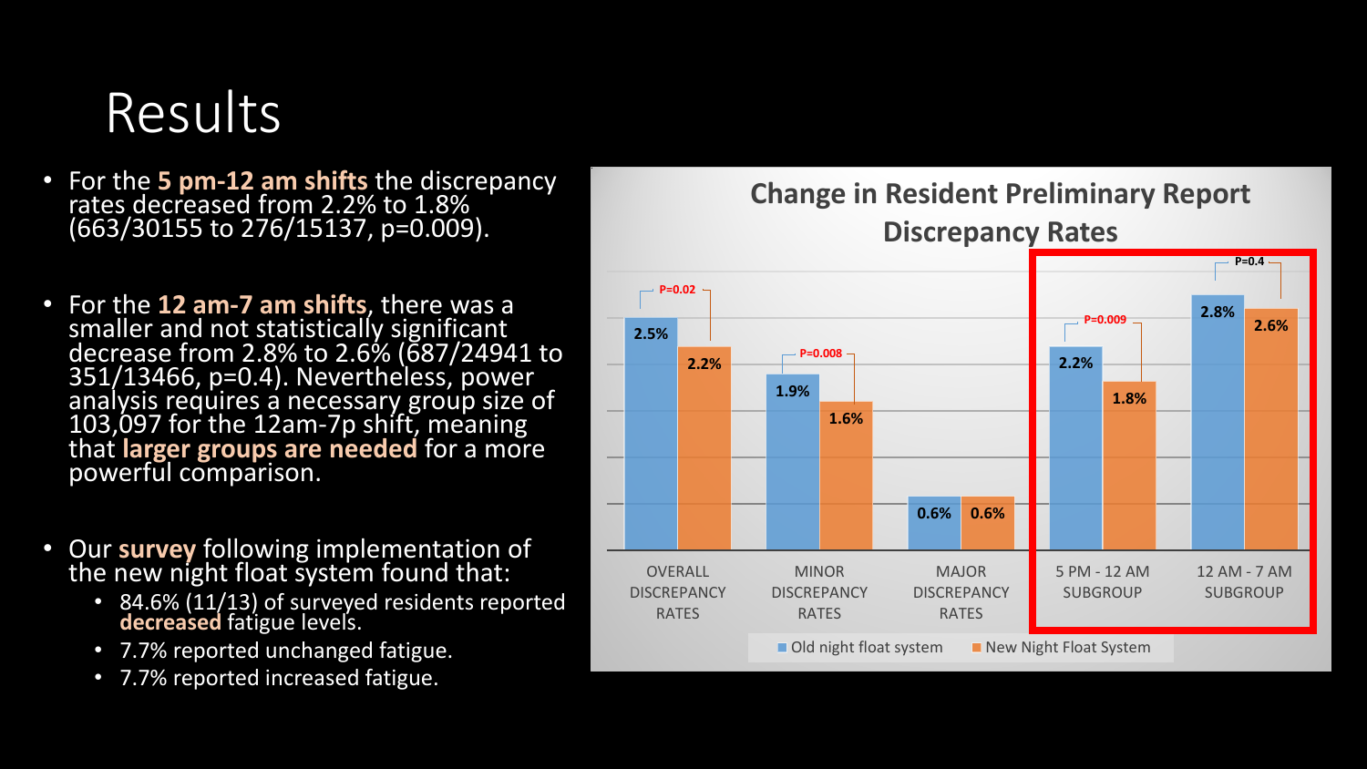# Results

- For the **5 pm-12 am shifts** the discrepancy rates decreased from 2.2% to 1.8% (663/30155 to 276/15137, p=0.009).
- For the **12 am-7 am shifts**, there was a smaller and not statistically significant decrease from 2.8% to 2.6% (687/24941 to 351/13466, p=0.4). Nevertheless, power analysis requires a necessary group size of 103,097 for the 12am-7p shift, meaning that **larger groups are needed** for a more powerful comparison.
- Our **survey** following implementation of the new night float system found that:
  - 84.6% (11/13) of surveyed residents reported **decreased** fatigue levels.
  - 7.7% reported unchanged fatigue.
  - 7.7% reported increased fatigue.

**Change in Resident Preliminary Report Discrepancy Rates**

P=0.02
2.5%
2.2%
OVERALL DISCREPANCY RATES

P=0.008
1.9%
1.6%
MINOR DISCREPANCY RATES

0.6%
0.6%
MAJOR DISCREPANCY RATES

P=0.009
2.2%
1.8%
5 PM - 12 AM SUBGROUP

P=0.4
2.8%
2.6%
12 AM - 7 AM SUBGROUP

Old night float system
New Night Float System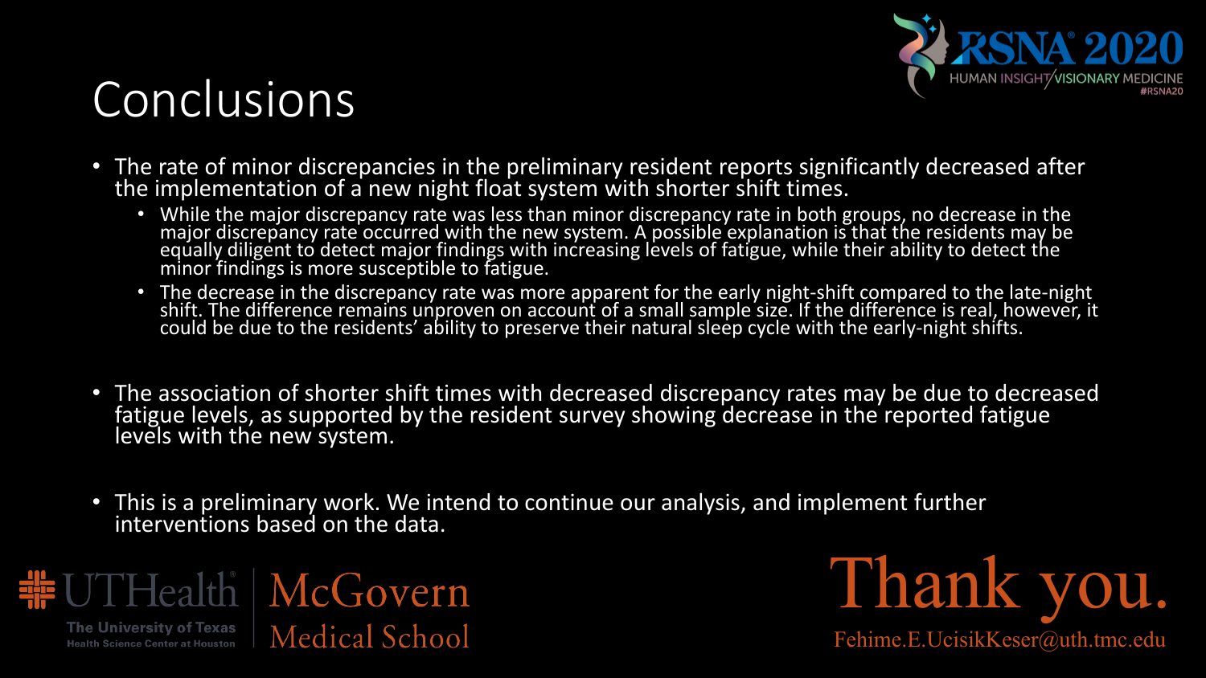# Conclusions

- The rate of minor discrepancies in the preliminary resident reports significantly decreased after the implementation of a new night float system with shorter shift times.
  - While the major discrepancy rate was less than minor discrepancy rate in both groups, no decrease in the major discrepancy rate occurred with the new system. A possible explanation is that the residents may be equally diligent to detect major findings with increasing levels of fatigue, while their ability to detect the minor findings is more susceptible to fatigue.
  - The decrease in the discrepancy rate was more apparent for the early night-shift compared to the late-night shift. The difference remains unproven on account of a small sample size. If the difference is real, however, it could be due to the residents' ability to preserve their natural sleep cycle with the early-night shifts.

- The association of shorter shift times with decreased discrepancy rates may be due to decreased fatigue levels, as supported by the resident survey showing decrease in the reported fatigue levels with the new system.

- This is a preliminary work. We intend to continue our analysis, and implement further interventions based on the data.

UTHealth The University of Texas Health Science Center at Houston | McGovern Medical School

Thank you.

Fehime.E.UcisikKeser@uth.tmc.edu